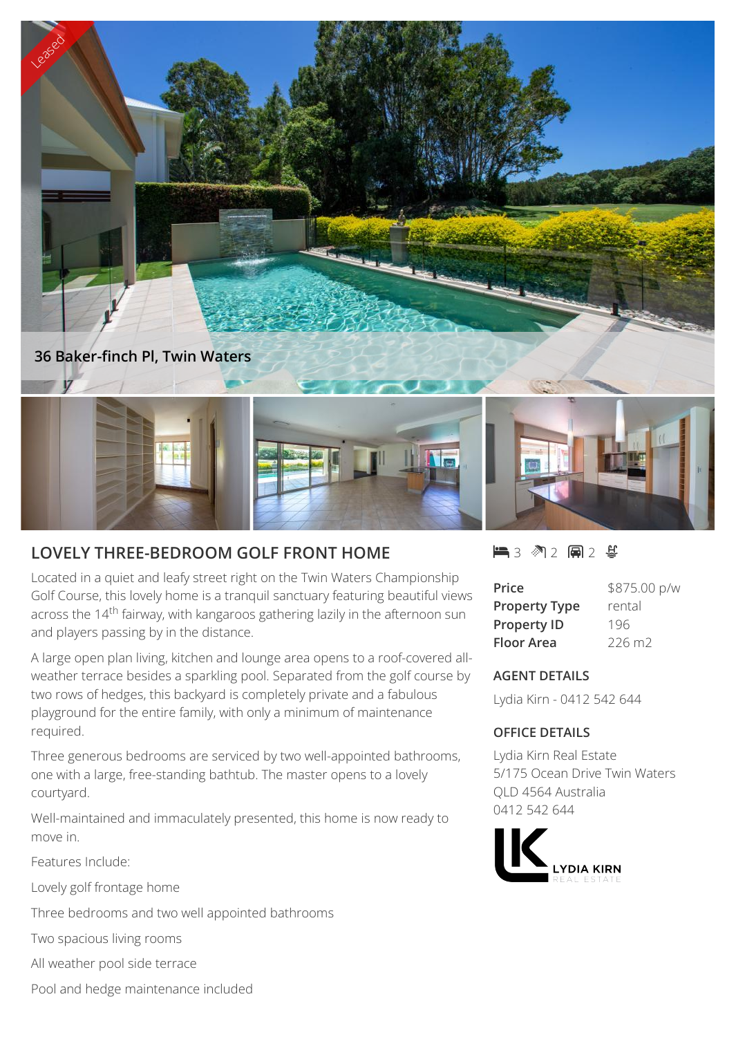Leased

36 Baker-finch Pl, Twin Waters

## LOVELY THREE-BEDROOM GOLF FRONT HOME

Located in a quiet and leafy street right on the Twin Waters Championship Golf Course, this lovely home is a tranquil sanctuary featuring beautiful views across the 14th fairway, with kangaroos gathering lazily in the afternoon sun and players passing by in the distance.

A large open plan living, kitchen and lounge area opens to a roof-covered all-weather terrace besides a sparkling pool. Separated from the golf course by two rows of hedges, this backyard is completely private and a fabulous playground for the entire family, with only a minimum of maintenance required.

Three generous bedrooms are serviced by two well-appointed bathrooms, one with a large, free-standing bathtub. The master opens to a lovely courtyard.

Well-maintained and immaculately presented, this home is now ready to move in.

Features Include:

Lovely golf frontage home

Three bedrooms and two well appointed bathrooms

Two spacious living rooms

All weather pool side terrace

Pool and hedge maintenance included

3 2 2

| | |
|---|---|
| **Price** | $875.00 p/w |
| **Property Type** | rental |
| **Property ID** | 196 |
| **Floor Area** | 226 m2 |

### AGENT DETAILS

Lydia Kirn - 0412 542 644

### OFFICE DETAILS

Lydia Kirn Real Estate
5/175 Ocean Drive Twin Waters
QLD 4564 Australia
0412 542 644

LYDIA KIRN
REAL ESTATE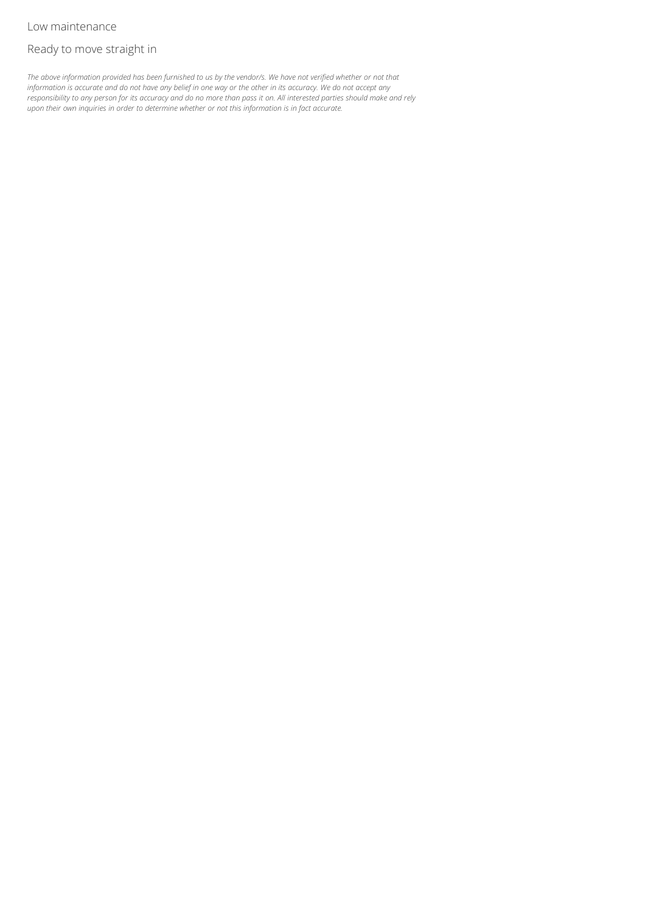Low maintenance

Ready to move straight in

*The above information provided has been furnished to us by the vendor/s. We have not verified whether or not that information is accurate and do not have any belief in one way or the other in its accuracy. We do not accept any responsibility to any person for its accuracy and do no more than pass it on. All interested parties should make and rely upon their own inquiries in order to determine whether or not this information is in fact accurate.*